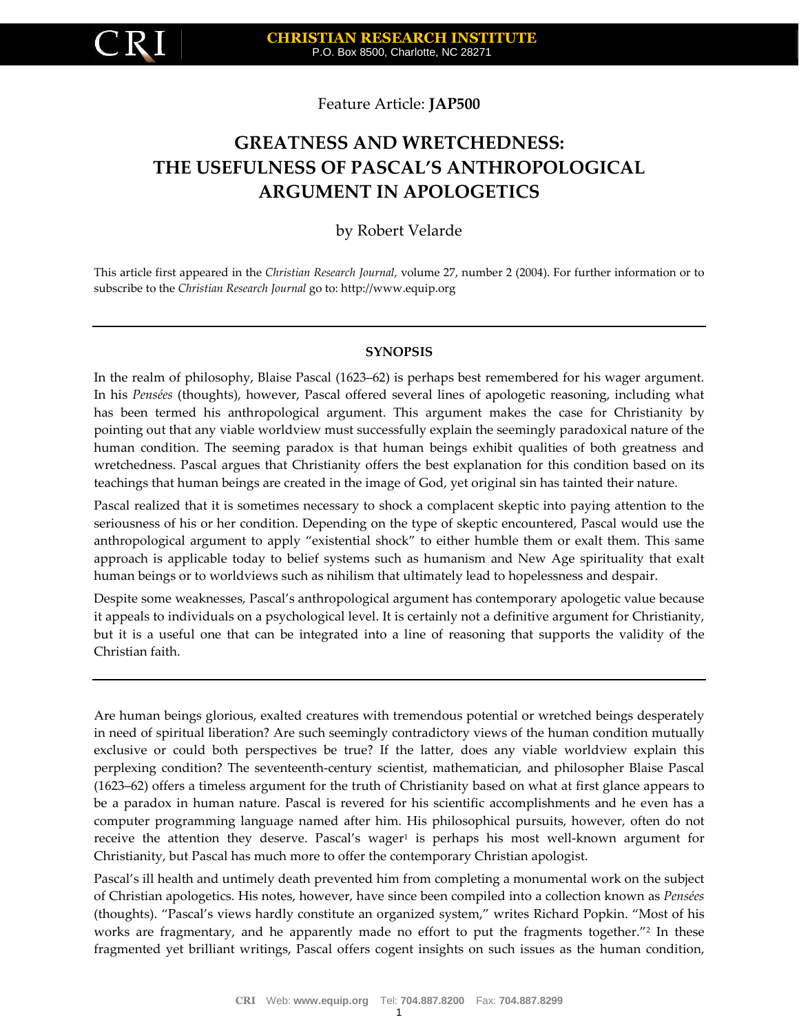Feature Article: **JAP500**

# GREATNESS AND WRETCHEDNESS: THE USEFULNESS OF PASCAL'S ANTHROPOLOGICAL ARGUMENT IN APOLOGETICS

by Robert Velarde

This article first appeared in the *Christian Research Journal*, volume 27, number 2 (2004). For further information or to subscribe to the *Christian Research Journal* go to: http://www.equip.org

---

**SYNOPSIS**

In the realm of philosophy, Blaise Pascal (1623–62) is perhaps best remembered for his wager argument. In his *Pensées* (thoughts), however, Pascal offered several lines of apologetic reasoning, including what has been termed his anthropological argument. This argument makes the case for Christianity by pointing out that any viable worldview must successfully explain the seemingly paradoxical nature of the human condition. The seeming paradox is that human beings exhibit qualities of both greatness and wretchedness. Pascal argues that Christianity offers the best explanation for this condition based on its teachings that human beings are created in the image of God, yet original sin has tainted their nature.

Pascal realized that it is sometimes necessary to shock a complacent skeptic into paying attention to the seriousness of his or her condition. Depending on the type of skeptic encountered, Pascal would use the anthropological argument to apply "existential shock" to either humble them or exalt them. This same approach is applicable today to belief systems such as humanism and New Age spirituality that exalt human beings or to worldviews such as nihilism that ultimately lead to hopelessness and despair.

Despite some weaknesses, Pascal's anthropological argument has contemporary apologetic value because it appeals to individuals on a psychological level. It is certainly not a definitive argument for Christianity, but it is a useful one that can be integrated into a line of reasoning that supports the validity of the Christian faith.

---

Are human beings glorious, exalted creatures with tremendous potential or wretched beings desperately in need of spiritual liberation? Are such seemingly contradictory views of the human condition mutually exclusive or could both perspectives be true? If the latter, does any viable worldview explain this perplexing condition? The seventeenth-century scientist, mathematician, and philosopher Blaise Pascal (1623–62) offers a timeless argument for the truth of Christianity based on what at first glance appears to be a paradox in human nature. Pascal is revered for his scientific accomplishments and he even has a computer programming language named after him. His philosophical pursuits, however, often do not receive the attention they deserve. Pascal's wager[1] is perhaps his most well-known argument for Christianity, but Pascal has much more to offer the contemporary Christian apologist.

Pascal's ill health and untimely death prevented him from completing a monumental work on the subject of Christian apologetics. His notes, however, have since been compiled into a collection known as *Pensées* (thoughts). "Pascal's views hardly constitute an organized system," writes Richard Popkin. "Most of his works are fragmentary, and he apparently made no effort to put the fragments together."[2] In these fragmented yet brilliant writings, Pascal offers cogent insights on such issues as the human condition,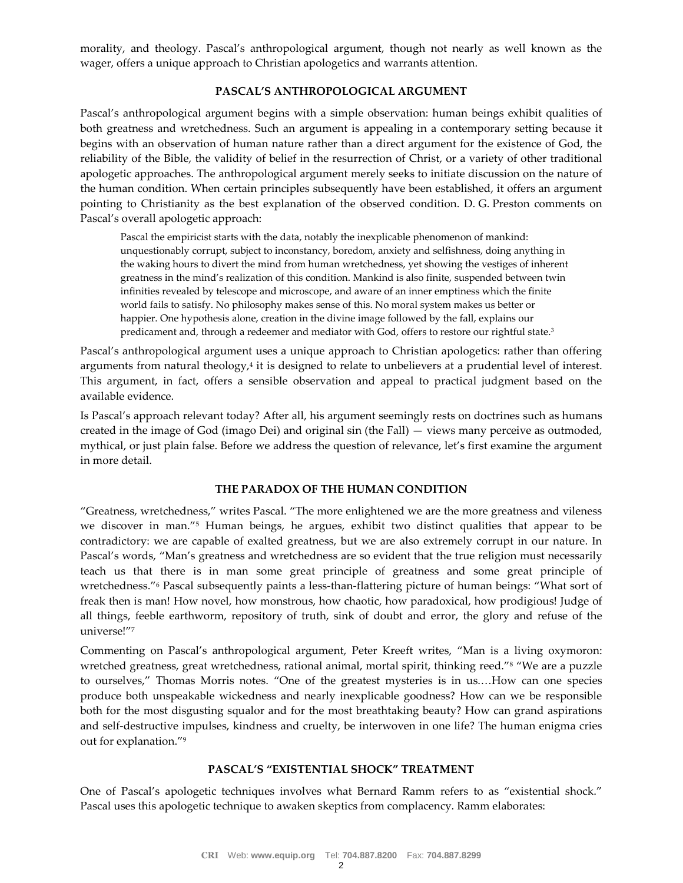morality, and theology. Pascal's anthropological argument, though not nearly as well known as the wager, offers a unique approach to Christian apologetics and warrants attention.

## PASCAL'S ANTHROPOLOGICAL ARGUMENT

Pascal's anthropological argument begins with a simple observation: human beings exhibit qualities of both greatness and wretchedness. Such an argument is appealing in a contemporary setting because it begins with an observation of human nature rather than a direct argument for the existence of God, the reliability of the Bible, the validity of belief in the resurrection of Christ, or a variety of other traditional apologetic approaches. The anthropological argument merely seeks to initiate discussion on the nature of the human condition. When certain principles subsequently have been established, it offers an argument pointing to Christianity as the best explanation of the observed condition. D. G. Preston comments on Pascal's overall apologetic approach:

> Pascal the empiricist starts with the data, notably the inexplicable phenomenon of mankind: unquestionably corrupt, subject to inconstancy, boredom, anxiety and selfishness, doing anything in the waking hours to divert the mind from human wretchedness, yet showing the vestiges of inherent greatness in the mind's realization of this condition. Mankind is also finite, suspended between twin infinities revealed by telescope and microscope, and aware of an inner emptiness which the finite world fails to satisfy. No philosophy makes sense of this. No moral system makes us better or happier. One hypothesis alone, creation in the divine image followed by the fall, explains our predicament and, through a redeemer and mediator with God, offers to restore our rightful state.[3]

Pascal's anthropological argument uses a unique approach to Christian apologetics: rather than offering arguments from natural theology,[4] it is designed to relate to unbelievers at a prudential level of interest. This argument, in fact, offers a sensible observation and appeal to practical judgment based on the available evidence.

Is Pascal's approach relevant today? After all, his argument seemingly rests on doctrines such as humans created in the image of God (imago Dei) and original sin (the Fall) — views many perceive as outmoded, mythical, or just plain false. Before we address the question of relevance, let's first examine the argument in more detail.

## THE PARADOX OF THE HUMAN CONDITION

"Greatness, wretchedness," writes Pascal. "The more enlightened we are the more greatness and vileness we discover in man."[5] Human beings, he argues, exhibit two distinct qualities that appear to be contradictory: we are capable of exalted greatness, but we are also extremely corrupt in our nature. In Pascal's words, "Man's greatness and wretchedness are so evident that the true religion must necessarily teach us that there is in man some great principle of greatness and some great principle of wretchedness."[6] Pascal subsequently paints a less-than-flattering picture of human beings: "What sort of freak then is man! How novel, how monstrous, how chaotic, how paradoxical, how prodigious! Judge of all things, feeble earthworm, repository of truth, sink of doubt and error, the glory and refuse of the universe!"[7]

Commenting on Pascal's anthropological argument, Peter Kreeft writes, "Man is a living oxymoron: wretched greatness, great wretchedness, rational animal, mortal spirit, thinking reed."[8] "We are a puzzle to ourselves," Thomas Morris notes. "One of the greatest mysteries is in us.…How can one species produce both unspeakable wickedness and nearly inexplicable goodness? How can we be responsible both for the most disgusting squalor and for the most breathtaking beauty? How can grand aspirations and self-destructive impulses, kindness and cruelty, be interwoven in one life? The human enigma cries out for explanation."[9]

## PASCAL'S "EXISTENTIAL SHOCK" TREATMENT

One of Pascal's apologetic techniques involves what Bernard Ramm refers to as "existential shock." Pascal uses this apologetic technique to awaken skeptics from complacency. Ramm elaborates: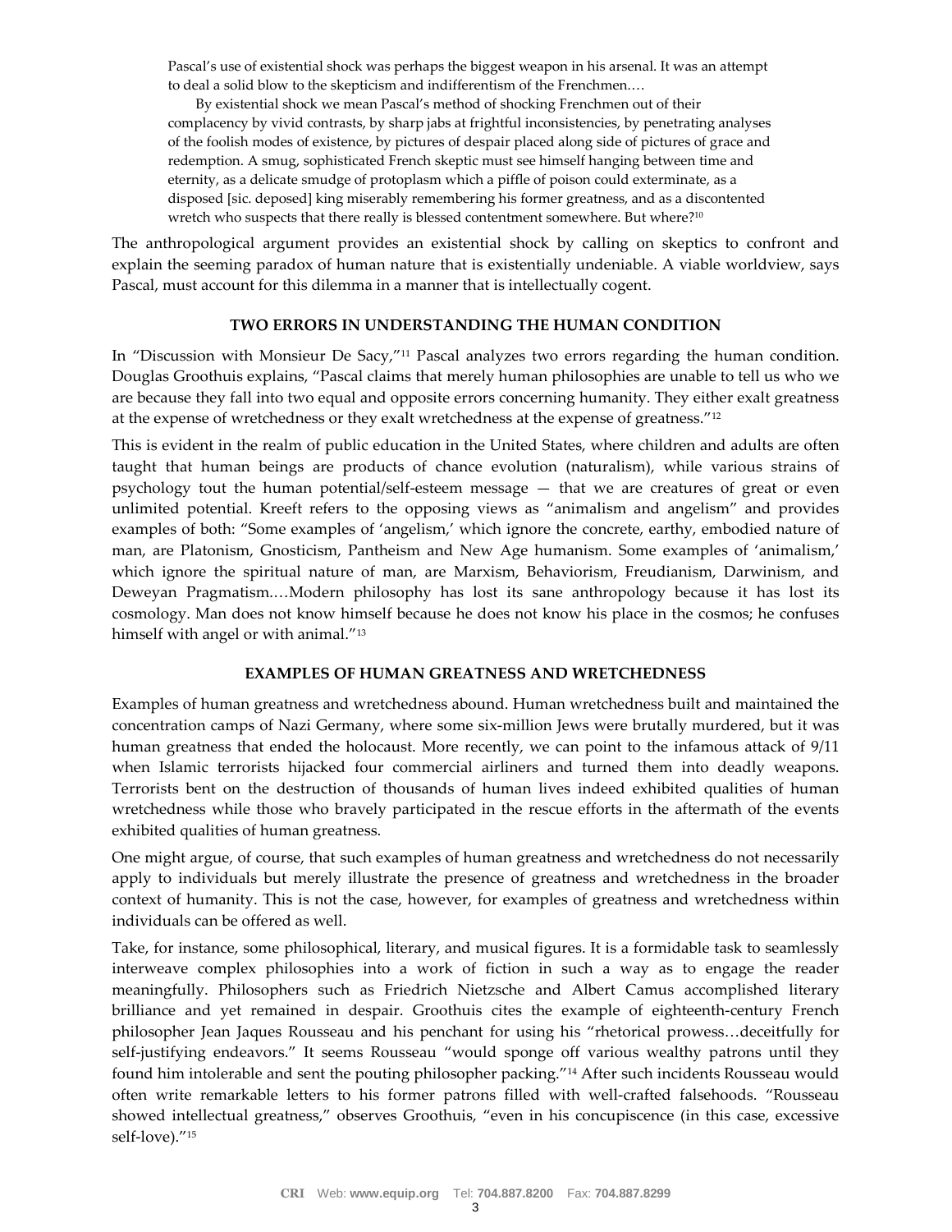> Pascal's use of existential shock was perhaps the biggest weapon in his arsenal. It was an attempt to deal a solid blow to the skepticism and indifferentism of the Frenchmen.…
>
> By existential shock we mean Pascal's method of shocking Frenchmen out of their complacency by vivid contrasts, by sharp jabs at frightful inconsistencies, by penetrating analyses of the foolish modes of existence, by pictures of despair placed along side of pictures of grace and redemption. A smug, sophisticated French skeptic must see himself hanging between time and eternity, as a delicate smudge of protoplasm which a piffle of poison could exterminate, as a disposed [sic. deposed] king miserably remembering his former greatness, and as a discontented wretch who suspects that there really is blessed contentment somewhere. But where?[10]

The anthropological argument provides an existential shock by calling on skeptics to confront and explain the seeming paradox of human nature that is existentially undeniable. A viable worldview, says Pascal, must account for this dilemma in a manner that is intellectually cogent.

## TWO ERRORS IN UNDERSTANDING THE HUMAN CONDITION

In "Discussion with Monsieur De Sacy,"[11] Pascal analyzes two errors regarding the human condition. Douglas Groothuis explains, "Pascal claims that merely human philosophies are unable to tell us who we are because they fall into two equal and opposite errors concerning humanity. They either exalt greatness at the expense of wretchedness or they exalt wretchedness at the expense of greatness."[12]

This is evident in the realm of public education in the United States, where children and adults are often taught that human beings are products of chance evolution (naturalism), while various strains of psychology tout the human potential/self-esteem message — that we are creatures of great or even unlimited potential. Kreeft refers to the opposing views as "animalism and angelism" and provides examples of both: "Some examples of 'angelism,' which ignore the concrete, earthy, embodied nature of man, are Platonism, Gnosticism, Pantheism and New Age humanism. Some examples of 'animalism,' which ignore the spiritual nature of man, are Marxism, Behaviorism, Freudianism, Darwinism, and Deweyan Pragmatism.…Modern philosophy has lost its sane anthropology because it has lost its cosmology. Man does not know himself because he does not know his place in the cosmos; he confuses himself with angel or with animal."[13]

## EXAMPLES OF HUMAN GREATNESS AND WRETCHEDNESS

Examples of human greatness and wretchedness abound. Human wretchedness built and maintained the concentration camps of Nazi Germany, where some six-million Jews were brutally murdered, but it was human greatness that ended the holocaust. More recently, we can point to the infamous attack of 9/11 when Islamic terrorists hijacked four commercial airliners and turned them into deadly weapons. Terrorists bent on the destruction of thousands of human lives indeed exhibited qualities of human wretchedness while those who bravely participated in the rescue efforts in the aftermath of the events exhibited qualities of human greatness.

One might argue, of course, that such examples of human greatness and wretchedness do not necessarily apply to individuals but merely illustrate the presence of greatness and wretchedness in the broader context of humanity. This is not the case, however, for examples of greatness and wretchedness within individuals can be offered as well.

Take, for instance, some philosophical, literary, and musical figures. It is a formidable task to seamlessly interweave complex philosophies into a work of fiction in such a way as to engage the reader meaningfully. Philosophers such as Friedrich Nietzsche and Albert Camus accomplished literary brilliance and yet remained in despair. Groothuis cites the example of eighteenth-century French philosopher Jean Jaques Rousseau and his penchant for using his "rhetorical prowess…deceitfully for self-justifying endeavors." It seems Rousseau "would sponge off various wealthy patrons until they found him intolerable and sent the pouting philosopher packing."[14] After such incidents Rousseau would often write remarkable letters to his former patrons filled with well-crafted falsehoods. "Rousseau showed intellectual greatness," observes Groothuis, "even in his concupiscence (in this case, excessive self-love)."[15]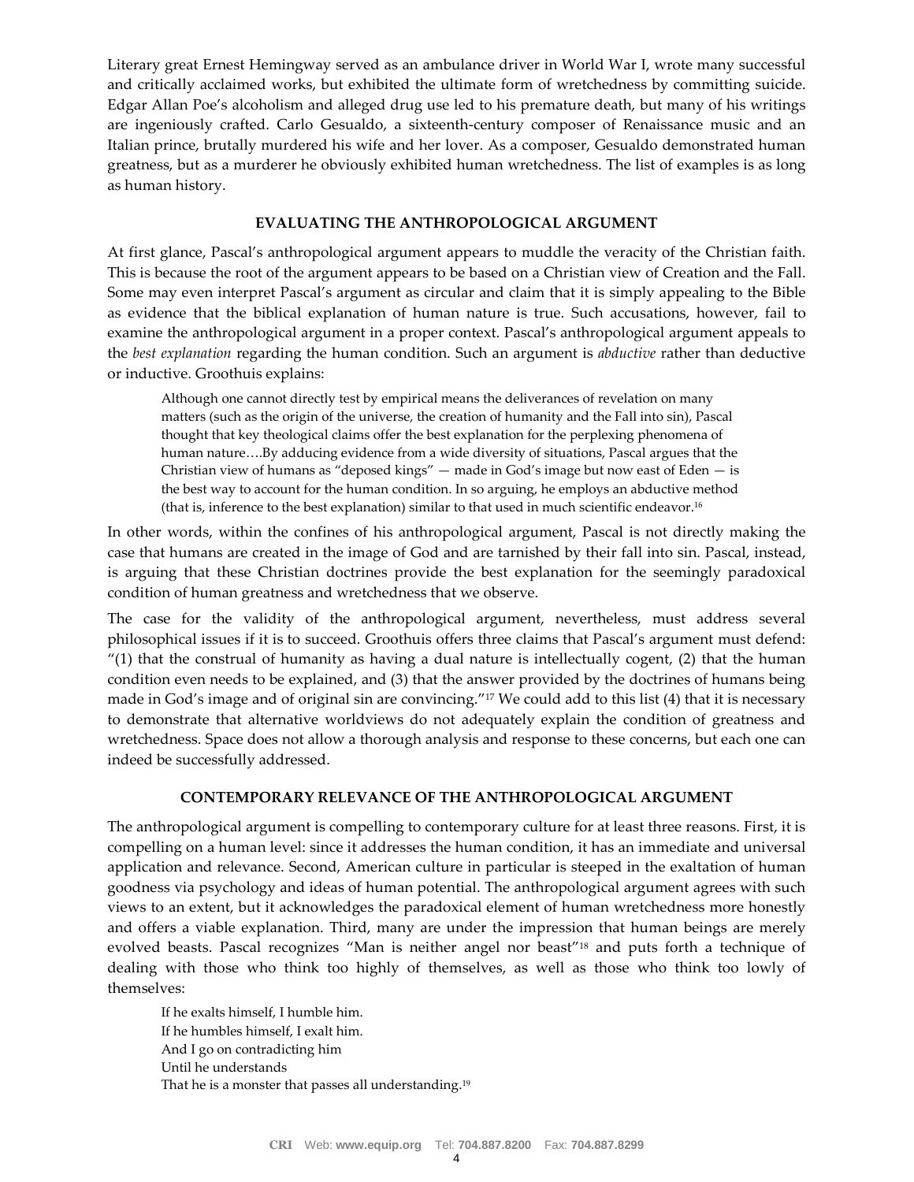Literary great Ernest Hemingway served as an ambulance driver in World War I, wrote many successful and critically acclaimed works, but exhibited the ultimate form of wretchedness by committing suicide. Edgar Allan Poe's alcoholism and alleged drug use led to his premature death, but many of his writings are ingeniously crafted. Carlo Gesualdo, a sixteenth-century composer of Renaissance music and an Italian prince, brutally murdered his wife and her lover. As a composer, Gesualdo demonstrated human greatness, but as a murderer he obviously exhibited human wretchedness. The list of examples is as long as human history.

## EVALUATING THE ANTHROPOLOGICAL ARGUMENT

At first glance, Pascal's anthropological argument appears to muddle the veracity of the Christian faith. This is because even the root of the argument appears to be based on a Christian view of Creation and the Fall. Some may even interpret Pascal's argument as circular and claim that it is simply appealing to the Bible as evidence that the biblical explanation of human nature is true. Such accusations, however, fail to examine the anthropological argument in a proper context. Pascal's anthropological argument appeals to the *best explanation* regarding the human condition. Such an argument is *abductive* rather than deductive or inductive. Groothuis explains:

> Although one cannot directly test by empirical means the deliverances of revelation on many matters (such as the origin of the universe, the creation of humanity and the Fall into sin), Pascal thought that key theological claims offer the best explanation for the perplexing phenomena of human nature….By adducing evidence from a wide diversity of situations, Pascal argues that the Christian view of humans as "deposed kings" — made in God's image but now east of Eden — is the best way to account for the human condition. In so arguing, he employs an abductive method (that is, inference to the best explanation) similar to that used in much scientific endeavor.[16]

In other words, within the confines of his anthropological argument, Pascal is not directly making the case that humans are created in the image of God and are tarnished by their fall into sin. Pascal, instead, is arguing that these Christian doctrines provide the best explanation for the seemingly paradoxical condition of human greatness and wretchedness that we observe.

The case for the validity of the anthropological argument, nevertheless, must address several philosophical issues if it is to succeed. Groothuis offers three claims that Pascal's argument must defend: "(1) that the construal of humanity as having a dual nature is intellectually cogent, (2) that the human condition even needs to be explained, and (3) that the answer provided by the doctrines of humans being made in God's image and of original sin are convincing."[17] We could add to this list (4) that it is necessary to demonstrate that alternative worldviews do not adequately explain the condition of greatness and wretchedness. Space does not allow a thorough analysis and response to these concerns, but each one can indeed be successfully addressed.

## CONTEMPORARY RELEVANCE OF THE ANTHROPOLOGICAL ARGUMENT

The anthropological argument is compelling to contemporary culture for at least three reasons. First, it is compelling on a human level: since it addresses the human condition, it has an immediate and universal application and relevance. Second, American culture in particular is steeped in the exaltation of human goodness via psychology and ideas of human potential. The anthropological argument agrees with such views to an extent, but it acknowledges the paradoxical element of human wretchedness more honestly and offers a viable explanation. Third, many are under the impression that human beings are merely evolved beasts. Pascal recognizes "Man is neither angel nor beast"[18] and puts forth a technique of dealing with those who think too highly of themselves, as well as those who think too lowly of themselves:

> If he exalts himself, I humble him.
> If he humbles himself, I exalt him.
> And I go on contradicting him
> Until he understands
> That he is a monster that passes all understanding.[19]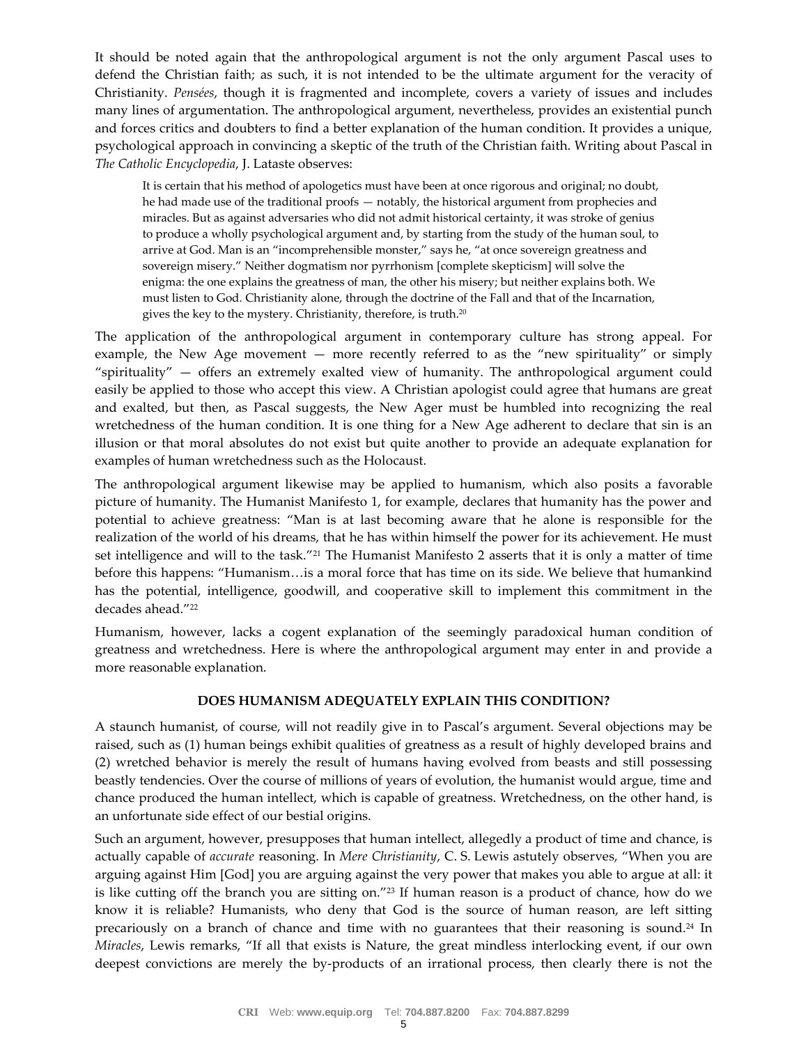It should be noted again that the anthropological argument is not the only argument Pascal uses to defend the Christian faith; as such, it is not intended to be the ultimate argument for the veracity of Christianity. *Pensées*, though it is fragmented and incomplete, covers a variety of issues and includes many lines of argumentation. The anthropological argument, nevertheless, provides an existential punch and forces critics and doubters to find a better explanation of the human condition. It provides a unique, psychological approach in convincing a skeptic of the truth of the Christian faith. Writing about Pascal in *The Catholic Encyclopedia*, J. Lataste observes:

> It is certain that his method of apologetics must have been at once rigorous and original; no doubt, he had made use of the traditional proofs — notably, the historical argument from prophecies and miracles. But as against adversaries who did not admit historical certainty, it was stroke of genius to produce a wholly psychological argument and, by starting from the study of the human soul, to arrive at God. Man is an "incomprehensible monster," says he, "at once sovereign greatness and sovereign misery." Neither dogmatism nor pyrrhonism [complete skepticism] will solve the enigma: the one explains the greatness of man, the other his misery; but neither explains both. We must listen to God. Christianity alone, through the doctrine of the Fall and that of the Incarnation, gives the key to the mystery. Christianity, therefore, is truth.[20]

The application of the anthropological argument in contemporary culture has strong appeal. For example, the New Age movement — more recently referred to as the "new spirituality" or simply "spirituality" — offers an extremely exalted view of humanity. The anthropological argument could easily be applied to those who accept this view. A Christian apologist could agree that humans are great and exalted, but then, as Pascal suggests, the New Ager must be humbled into recognizing the real wretchedness of the human condition. It is one thing for a New Age adherent to declare that sin is an illusion or that moral absolutes do not exist but quite another to provide an adequate explanation for examples of human wretchedness such as the Holocaust.

The anthropological argument likewise may be applied to humanism, which also posits a favorable picture of humanity. The Humanist Manifesto 1, for example, declares that humanity has the power and potential to achieve greatness: "Man is at last becoming aware that he alone is responsible for the realization of the world of his dreams, that he has within himself the power for its achievement. He must set intelligence and will to the task."[21] The Humanist Manifesto 2 asserts that it is only a matter of time before this happens: "Humanism…is a moral force that has time on its side. We believe that humankind has the potential, intelligence, goodwill, and cooperative skill to implement this commitment in the decades ahead."[22]

Humanism, however, lacks a cogent explanation of the seemingly paradoxical human condition of greatness and wretchedness. Here is where the anthropological argument may enter in and provide a more reasonable explanation.

## DOES HUMANISM ADEQUATELY EXPLAIN THIS CONDITION?

A staunch humanist, of course, will not readily give in to Pascal's argument. Several objections may be raised, such as (1) human beings exhibit qualities of greatness as a result of highly developed brains and (2) wretched behavior is merely the result of humans having evolved from beasts and still possessing beastly tendencies. Over the course of millions of years of evolution, the humanist would argue, time and chance produced the human intellect, which is capable of greatness. Wretchedness, on the other hand, is an unfortunate side effect of our bestial origins.

Such an argument, however, presupposes that human intellect, allegedly a product of time and chance, is actually capable of *accurate* reasoning. In *Mere Christianity*, C. S. Lewis astutely observes, "When you are arguing against Him [God] you are arguing against the very power that makes you able to argue at all: it is like cutting off the branch you are sitting on."[23] If human reason is a product of chance, how do we know it is reliable? Humanists, who deny that God is the source of human reason, are left sitting precariously on a branch of chance and time with no guarantees that their reasoning is sound.[24] In *Miracles*, Lewis remarks, "If all that exists is Nature, the great mindless interlocking event, if our own deepest convictions are merely the by-products of an irrational process, then clearly there is not the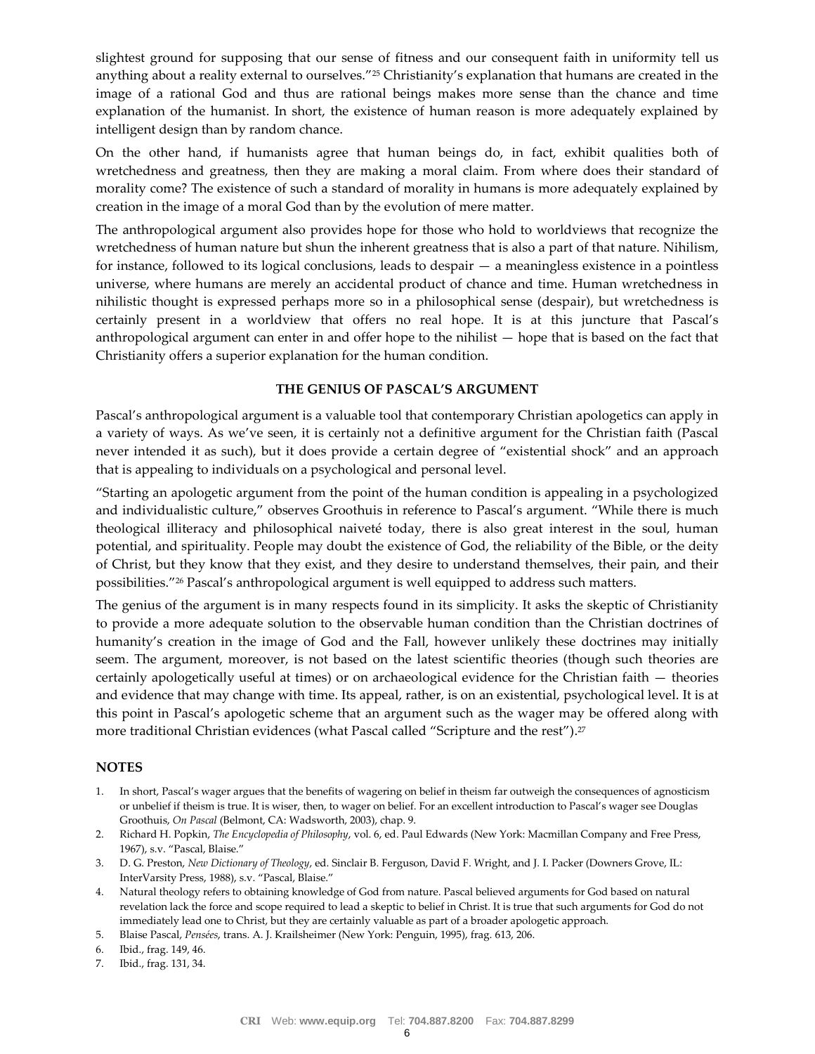slightest ground for supposing that our sense of fitness and our consequent faith in uniformity tell us anything about a reality external to ourselves."[25] Christianity's explanation that humans are created in the image of a rational God and thus are rational beings makes more sense than the chance and time explanation of the humanist. In short, the existence of human reason is more adequately explained by intelligent design than by random chance.

On the other hand, if humanists agree that human beings do, in fact, exhibit qualities both of wretchedness and greatness, then they are making a moral claim. From where does their standard of morality come? The existence of such a standard of morality in humans is more adequately explained by creation in the image of a moral God than by the evolution of mere matter.

The anthropological argument also provides hope for those who hold to worldviews that recognize the wretchedness of human nature but shun the inherent greatness that is also a part of that nature. Nihilism, for instance, followed to its logical conclusions, leads to despair — a meaningless existence in a pointless universe, where humans are merely an accidental product of chance and time. Human wretchedness in nihilistic thought is expressed perhaps more so in a philosophical sense (despair), but wretchedness is certainly present in a worldview that offers no real hope. It is at this juncture that Pascal's anthropological argument can enter in and offer hope to the nihilist — hope that is based on the fact that Christianity offers a superior explanation for the human condition.

## THE GENIUS OF PASCAL'S ARGUMENT

Pascal's anthropological argument is a valuable tool that contemporary Christian apologetics can apply in a variety of ways. As we've seen, it is certainly not a definitive argument for the Christian faith (Pascal never intended it as such), but it does provide a certain degree of "existential shock" and an approach that is appealing to individuals on a psychological and personal level.

"Starting an apologetic argument from the point of the human condition is appealing in a psychologized and individualistic culture," observes Groothuis in reference to Pascal's argument. "While there is much theological illiteracy and philosophical naiveté today, there is also great interest in the soul, human potential, and spirituality. People may doubt the existence of God, the reliability of the Bible, or the deity of Christ, but they know that they exist, and they desire to understand themselves, their pain, and their possibilities."[26] Pascal's anthropological argument is well equipped to address such matters.

The genius of the argument is in many respects found in its simplicity. It asks the skeptic of Christianity to provide a more adequate solution to the observable human condition than the Christian doctrines of humanity's creation in the image of God and the Fall, however unlikely these doctrines may initially seem. The argument, moreover, is not based on the latest scientific theories (though such theories are certainly apologetically useful at times) or on archaeological evidence for the Christian faith — theories and evidence that may change with time. Its appeal, rather, is on an existential, psychological level. It is at this point in Pascal's apologetic scheme that an argument such as the wager may be offered along with more traditional Christian evidences (what Pascal called "Scripture and the rest").[27]

## NOTES

1. In short, Pascal's wager argues that the benefits of wagering on belief in theism far outweigh the consequences of agnosticism or unbelief if theism is true. It is wiser, then, to wager on belief. For an excellent introduction to Pascal's wager see Douglas Groothuis, *On Pascal* (Belmont, CA: Wadsworth, 2003), chap. 9.
2. Richard H. Popkin, *The Encyclopedia of Philosophy*, vol. 6, ed. Paul Edwards (New York: Macmillan Company and Free Press, 1967), s.v. "Pascal, Blaise."
3. D. G. Preston, *New Dictionary of Theology*, ed. Sinclair B. Ferguson, David F. Wright, and J. I. Packer (Downers Grove, IL: InterVarsity Press, 1988), s.v. "Pascal, Blaise."
4. Natural theology refers to obtaining knowledge of God from nature. Pascal believed arguments for God based on natural revelation lack the force and scope required to lead a skeptic to belief in Christ. It is true that such arguments for God do not immediately lead one to Christ, but they are certainly valuable as part of a broader apologetic approach.
5. Blaise Pascal, *Pensées*, trans. A. J. Krailsheimer (New York: Penguin, 1995), frag. 613, 206.
6. Ibid., frag. 149, 46.
7. Ibid., frag. 131, 34.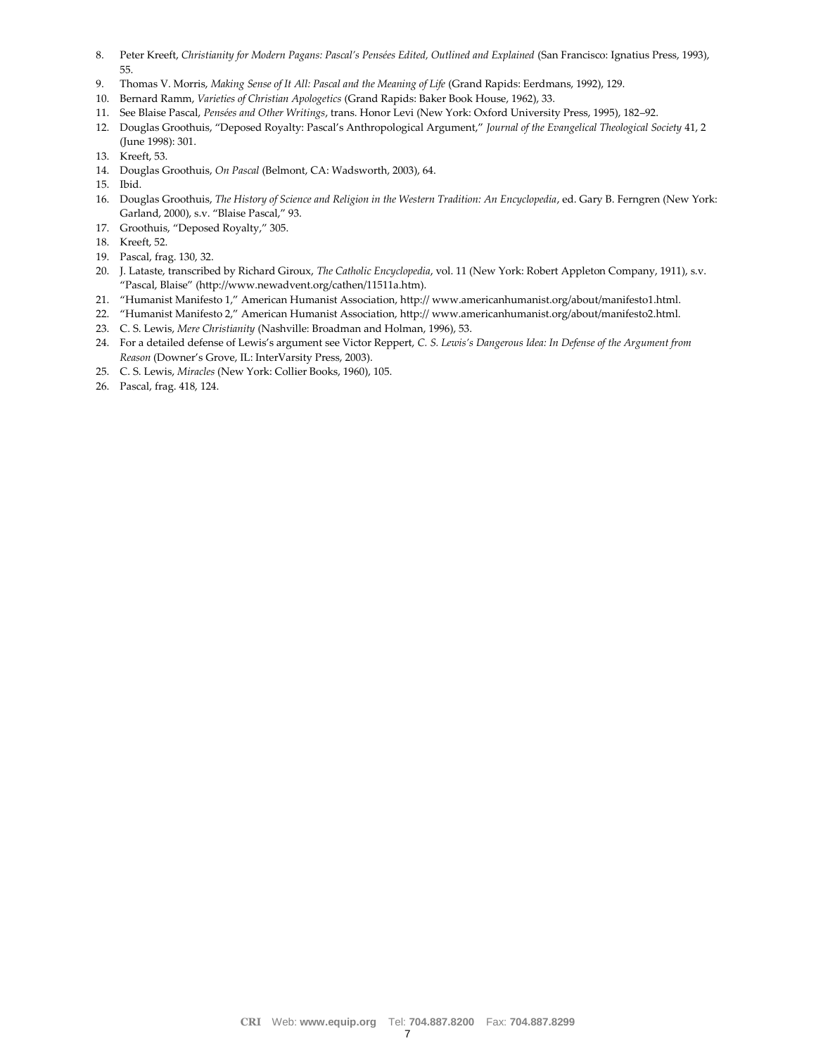8. Peter Kreeft, *Christianity for Modern Pagans: Pascal's Pensées Edited, Outlined and Explained* (San Francisco: Ignatius Press, 1993), 55.
9. Thomas V. Morris, *Making Sense of It All: Pascal and the Meaning of Life* (Grand Rapids: Eerdmans, 1992), 129.
10. Bernard Ramm, *Varieties of Christian Apologetics* (Grand Rapids: Baker Book House, 1962), 33.
11. See Blaise Pascal, *Pensées and Other Writings*, trans. Honor Levi (New York: Oxford University Press, 1995), 182–92.
12. Douglas Groothuis, "Deposed Royalty: Pascal's Anthropological Argument," *Journal of the Evangelical Theological Society* 41, 2 (June 1998): 301.
13. Kreeft, 53.
14. Douglas Groothuis, *On Pascal* (Belmont, CA: Wadsworth, 2003), 64.
15. Ibid.
16. Douglas Groothuis, *The History of Science and Religion in the Western Tradition: An Encyclopedia*, ed. Gary B. Ferngren (New York: Garland, 2000), s.v. "Blaise Pascal," 93.
17. Groothuis, "Deposed Royalty," 305.
18. Kreeft, 52.
19. Pascal, frag. 130, 32.
20. J. Lataste, transcribed by Richard Giroux, *The Catholic Encyclopedia*, vol. 11 (New York: Robert Appleton Company, 1911), s.v. "Pascal, Blaise" (http://www.newadvent.org/cathen/11511a.htm).
21. "Humanist Manifesto 1," American Humanist Association, http:// www.americanhumanist.org/about/manifesto1.html.
22. "Humanist Manifesto 2," American Humanist Association, http:// www.americanhumanist.org/about/manifesto2.html.
23. C. S. Lewis, *Mere Christianity* (Nashville: Broadman and Holman, 1996), 53.
24. For a detailed defense of Lewis's argument see Victor Reppert, *C. S. Lewis's Dangerous Idea: In Defense of the Argument from Reason* (Downer's Grove, IL: InterVarsity Press, 2003).
25. C. S. Lewis, *Miracles* (New York: Collier Books, 1960), 105.
26. Pascal, frag. 418, 124.